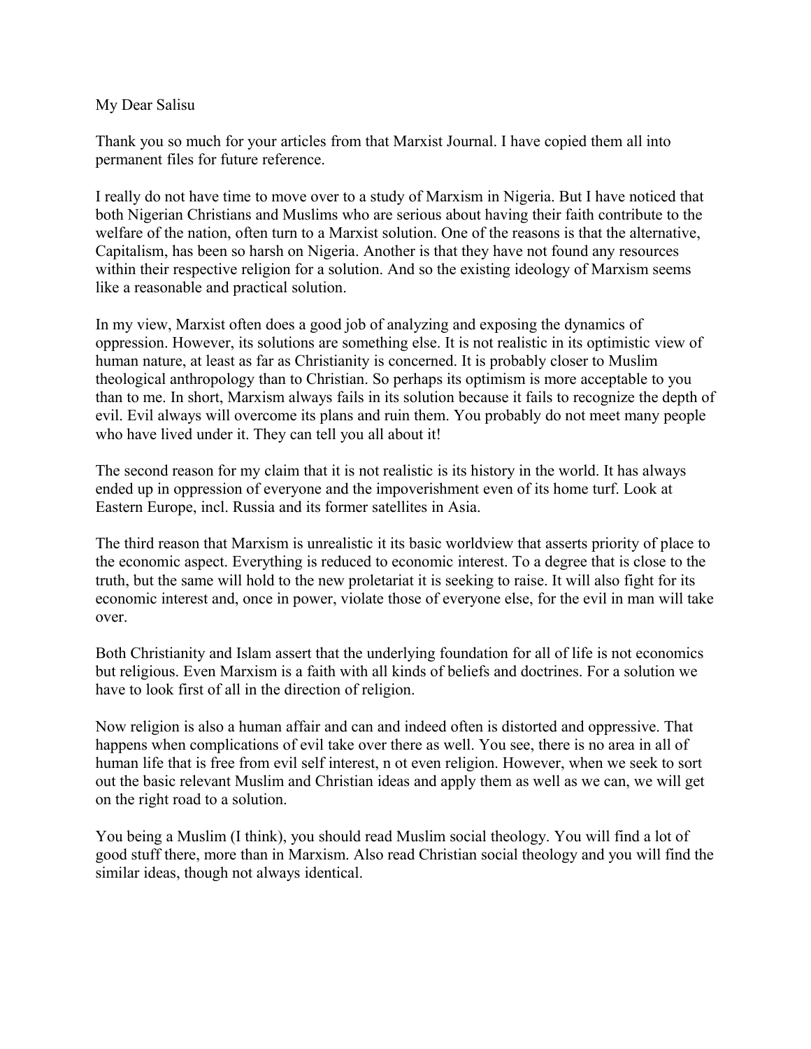My Dear Salisu

Thank you so much for your articles from that Marxist Journal. I have copied them all into permanent files for future reference.

I really do not have time to move over to a study of Marxism in Nigeria. But I have noticed that both Nigerian Christians and Muslims who are serious about having their faith contribute to the welfare of the nation, often turn to a Marxist solution. One of the reasons is that the alternative, Capitalism, has been so harsh on Nigeria. Another is that they have not found any resources within their respective religion for a solution. And so the existing ideology of Marxism seems like a reasonable and practical solution.

In my view, Marxist often does a good job of analyzing and exposing the dynamics of oppression. However, its solutions are something else. It is not realistic in its optimistic view of human nature, at least as far as Christianity is concerned. It is probably closer to Muslim theological anthropology than to Christian. So perhaps its optimism is more acceptable to you than to me. In short, Marxism always fails in its solution because it fails to recognize the depth of evil. Evil always will overcome its plans and ruin them. You probably do not meet many people who have lived under it. They can tell you all about it!

The second reason for my claim that it is not realistic is its history in the world. It has always ended up in oppression of everyone and the impoverishment even of its home turf. Look at Eastern Europe, incl. Russia and its former satellites in Asia.

The third reason that Marxism is unrealistic it its basic worldview that asserts priority of place to the economic aspect. Everything is reduced to economic interest. To a degree that is close to the truth, but the same will hold to the new proletariat it is seeking to raise. It will also fight for its economic interest and, once in power, violate those of everyone else, for the evil in man will take over.

Both Christianity and Islam assert that the underlying foundation for all of life is not economics but religious. Even Marxism is a faith with all kinds of beliefs and doctrines. For a solution we have to look first of all in the direction of religion.

Now religion is also a human affair and can and indeed often is distorted and oppressive. That happens when complications of evil take over there as well. You see, there is no area in all of human life that is free from evil self interest, n ot even religion. However, when we seek to sort out the basic relevant Muslim and Christian ideas and apply them as well as we can, we will get on the right road to a solution.

You being a Muslim (I think), you should read Muslim social theology. You will find a lot of good stuff there, more than in Marxism. Also read Christian social theology and you will find the similar ideas, though not always identical.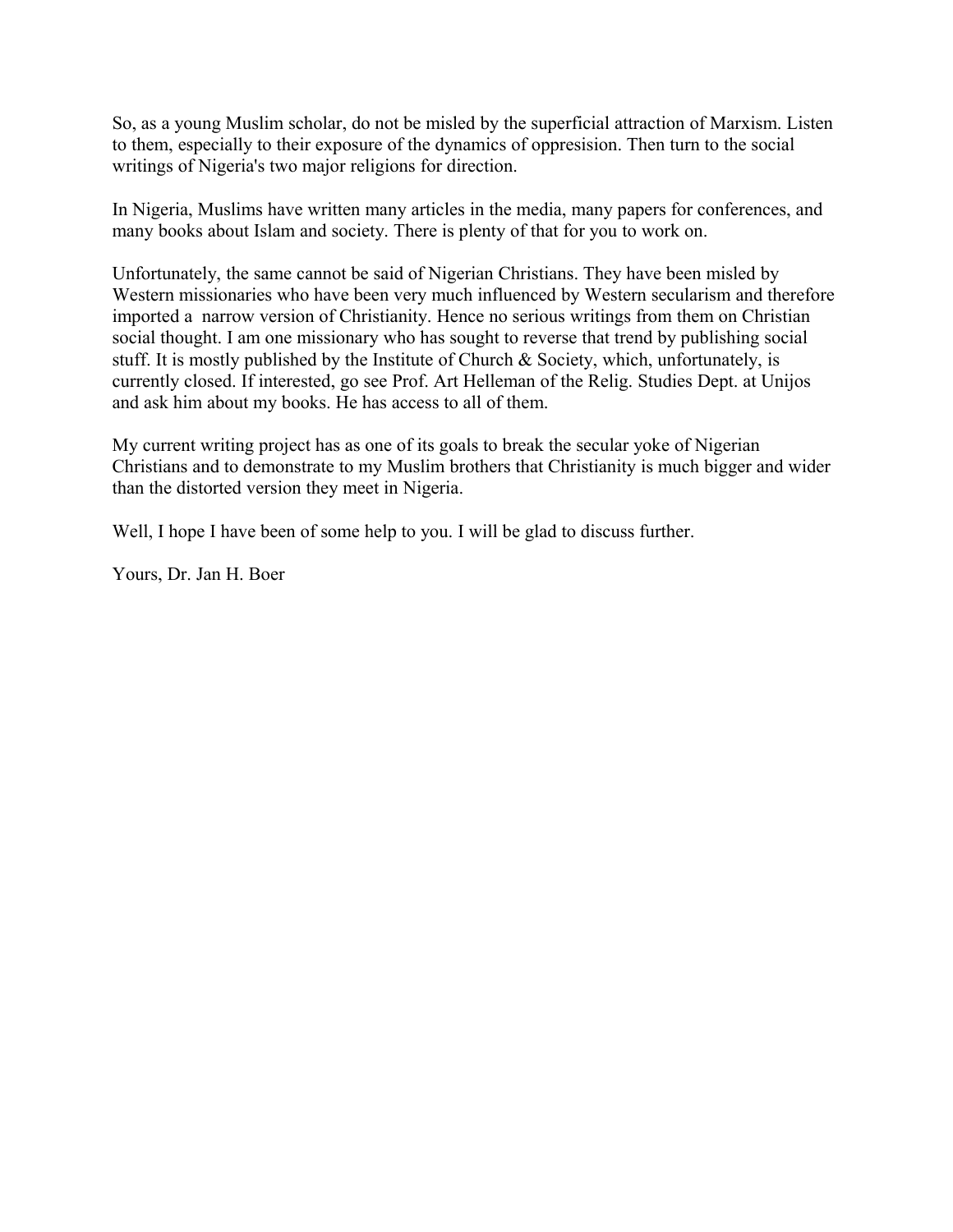So, as a young Muslim scholar, do not be misled by the superficial attraction of Marxism. Listen to them, especially to their exposure of the dynamics of oppresision. Then turn to the social writings of Nigeria's two major religions for direction.

In Nigeria, Muslims have written many articles in the media, many papers for conferences, and many books about Islam and society. There is plenty of that for you to work on.

Unfortunately, the same cannot be said of Nigerian Christians. They have been misled by Western missionaries who have been very much influenced by Western secularism and therefore imported a narrow version of Christianity. Hence no serious writings from them on Christian social thought. I am one missionary who has sought to reverse that trend by publishing social stuff. It is mostly published by the Institute of Church & Society, which, unfortunately, is currently closed. If interested, go see Prof. Art Helleman of the Relig. Studies Dept. at Unijos and ask him about my books. He has access to all of them.

My current writing project has as one of its goals to break the secular yoke of Nigerian Christians and to demonstrate to my Muslim brothers that Christianity is much bigger and wider than the distorted version they meet in Nigeria.

Well, I hope I have been of some help to you. I will be glad to discuss further.

Yours, Dr. Jan H. Boer